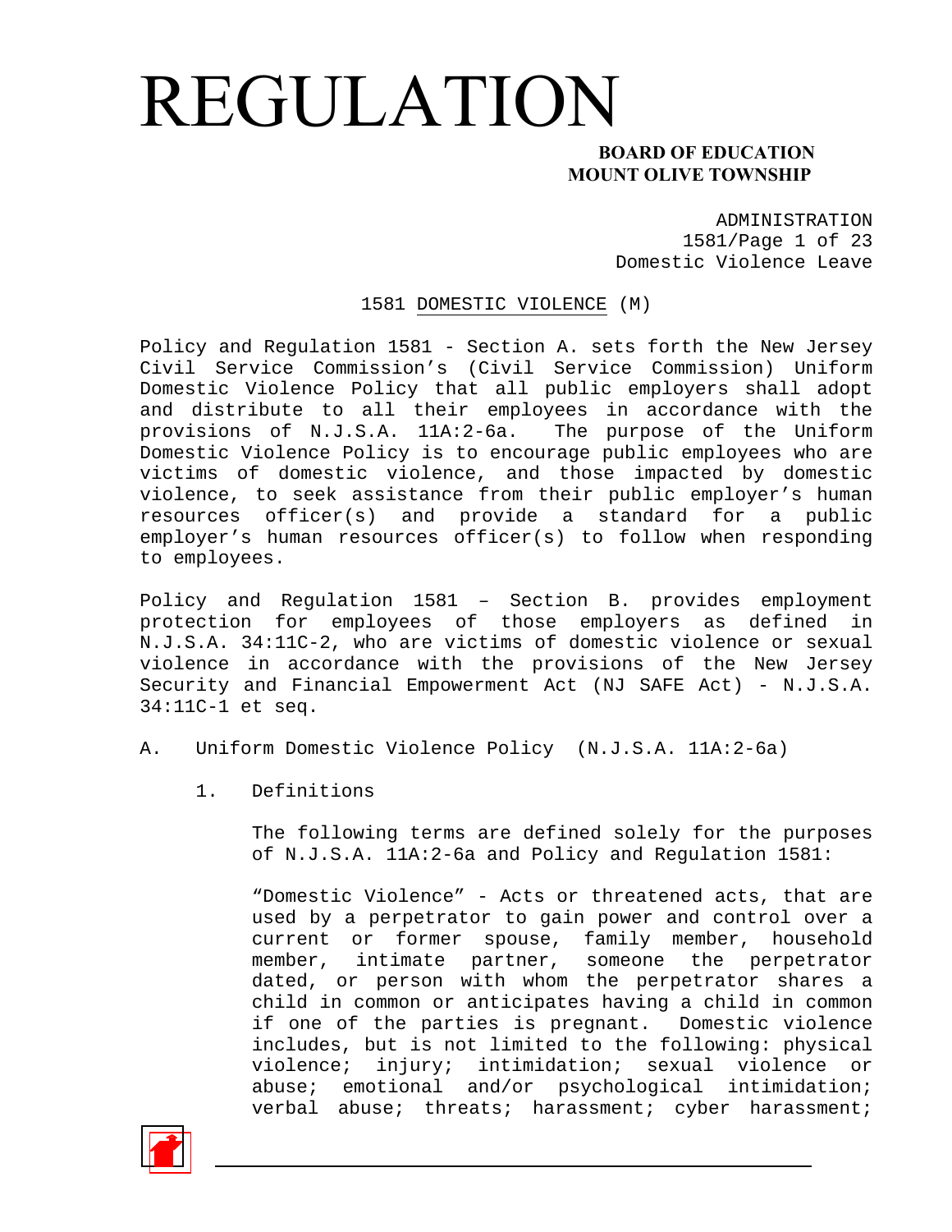# REGULATION

**BOARD OF EDUCATION**
**MOUNT OLIVE TOWNSHIP**

ADMINISTRATION
Domestic Violence Leave

## 1581 DOMESTIC VIOLENCE (M)

Policy and Regulation 1581 - Section A. sets forth the New Jersey Civil Service Commission's (Civil Service Commission) Uniform Domestic Violence Policy that all public employers shall adopt and distribute to all their employees in accordance with the provisions of N.J.S.A. 11A:2-6a. The purpose of the Uniform Domestic Violence Policy is to encourage public employees who are victims of domestic violence, and those impacted by domestic violence, to seek assistance from their public employer's human resources officer(s) and provide a standard for a public employer's human resources officer(s) to follow when responding to employees.

Policy and Regulation 1581 – Section B. provides employment protection for employees of those employers as defined in N.J.S.A. 34:11C-2, who are victims of domestic violence or sexual violence in accordance with the provisions of the New Jersey Security and Financial Empowerment Act (NJ SAFE Act) - N.J.S.A. 34:11C-1 et seq.

A. Uniform Domestic Violence Policy (N.J.S.A. 11A:2-6a)

1. Definitions

The following terms are defined solely for the purposes of N.J.S.A. 11A:2-6a and Policy and Regulation 1581:

"Domestic Violence" - Acts or threatened acts, that are used by a perpetrator to gain power and control over a current or former spouse, family member, household member, intimate partner, someone the perpetrator dated, or person with whom the perpetrator shares a child in common or anticipates having a child in common if one of the parties is pregnant. Domestic violence includes, but is not limited to the following: physical violence; injury; intimidation; sexual violence or abuse; emotional and/or psychological intimidation; verbal abuse; threats; harassment; cyber harassment;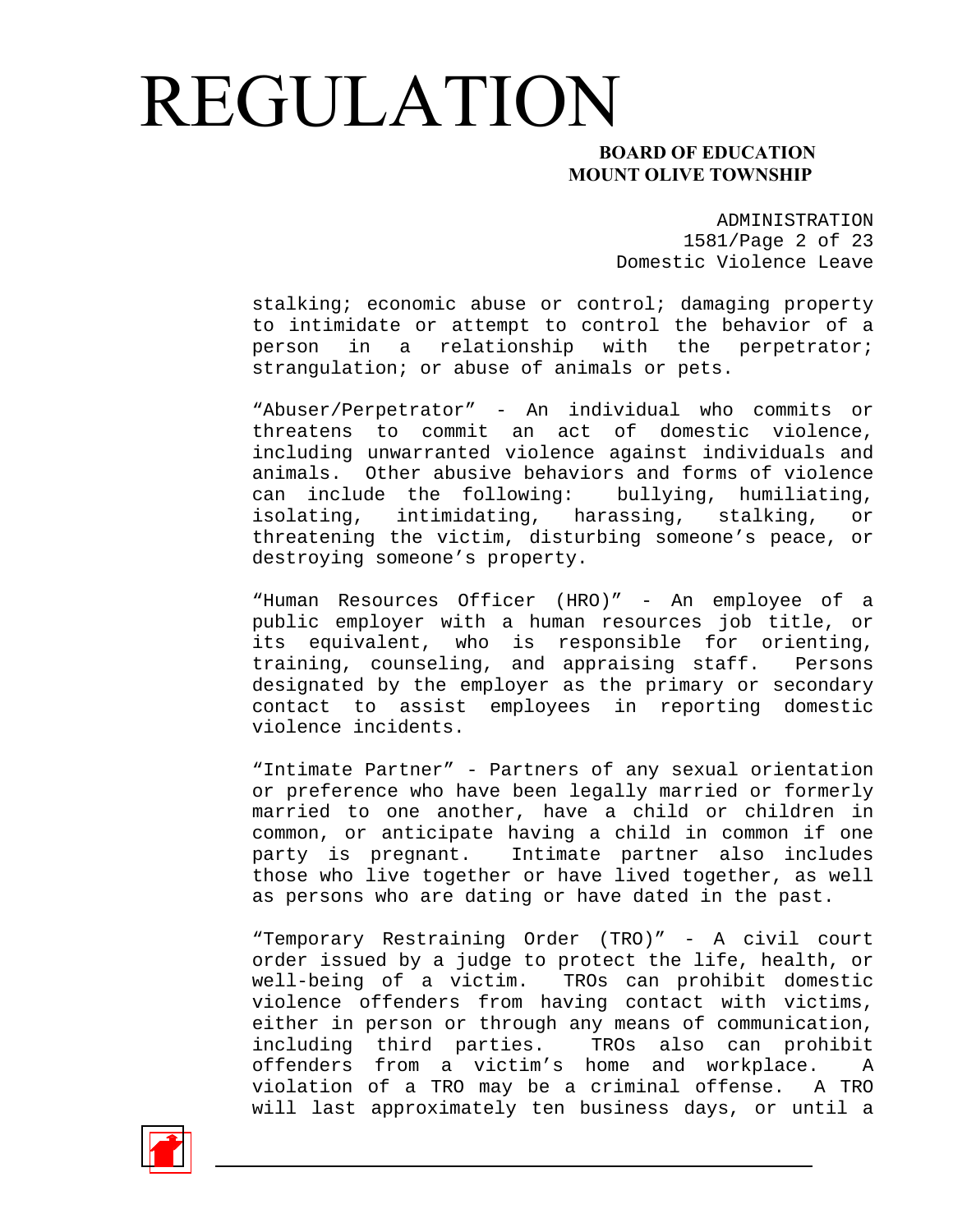stalking; economic abuse or control; damaging property to intimidate or attempt to control the behavior of a person in a relationship with the perpetrator; strangulation; or abuse of animals or pets.

"Abuser/Perpetrator" - An individual who commits or threatens to commit an act of domestic violence, including unwarranted violence against individuals and animals. Other abusive behaviors and forms of violence can include the following: bullying, humiliating, isolating, intimidating, harassing, stalking, or threatening the victim, disturbing someone's peace, or destroying someone's property.

"Human Resources Officer (HRO)" - An employee of a public employer with a human resources job title, or its equivalent, who is responsible for orienting, training, counseling, and appraising staff. Persons designated by the employer as the primary or secondary contact to assist employees in reporting domestic violence incidents.

"Intimate Partner" - Partners of any sexual orientation or preference who have been legally married or formerly married to one another, have a child or children in common, or anticipate having a child in common if one party is pregnant. Intimate partner also includes those who live together or have lived together, as well as persons who are dating or have dated in the past.

"Temporary Restraining Order (TRO)" - A civil court order issued by a judge to protect the life, health, or well-being of a victim. TROs can prohibit domestic violence offenders from having contact with victims, either in person or through any means of communication, including third parties. TROs also can prohibit offenders from a victim's home and workplace. A violation of a TRO may be a criminal offense. A TRO will last approximately ten business days, or until a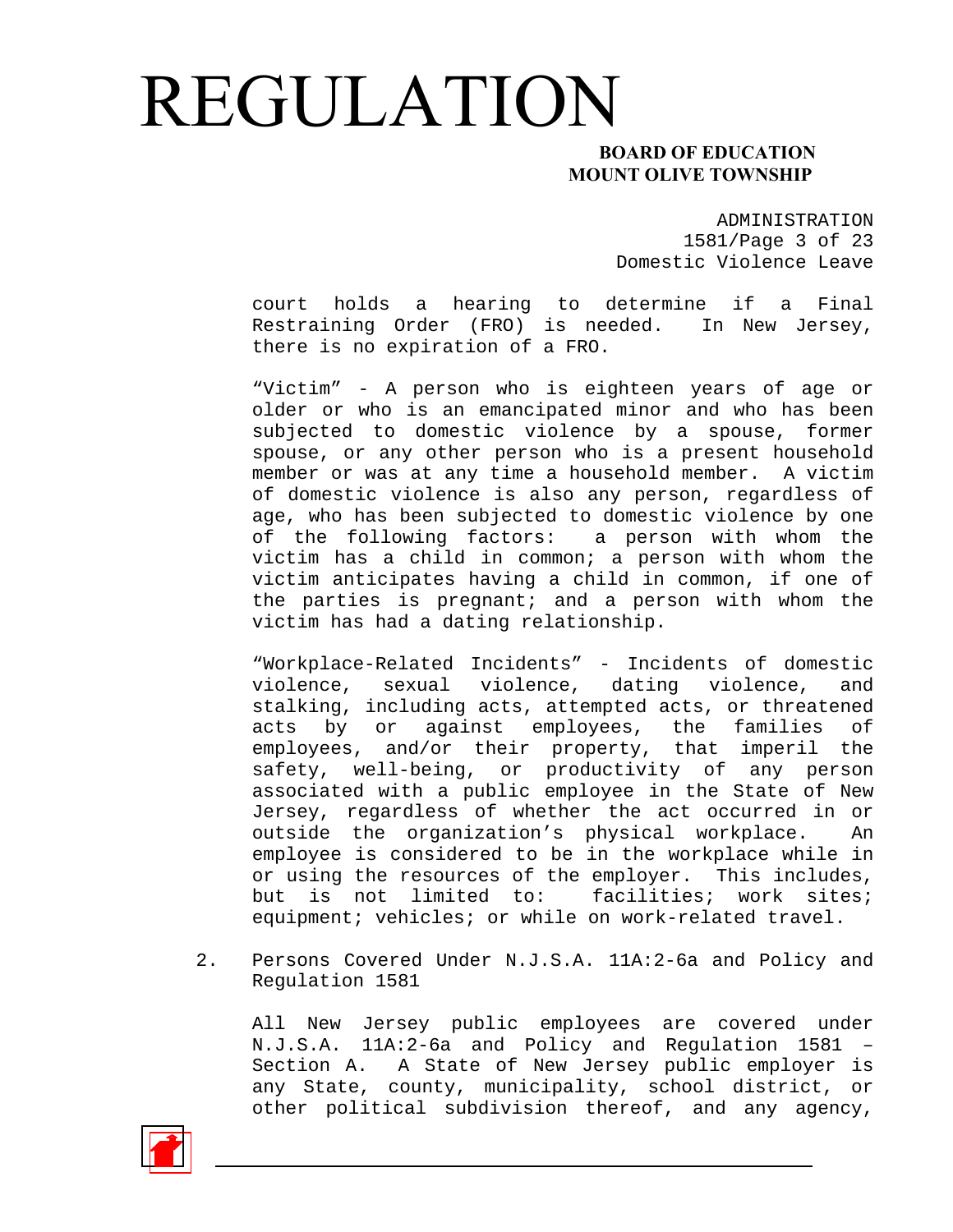court holds a hearing to determine if a Final Restraining Order (FRO) is needed. In New Jersey, there is no expiration of a FRO.

"Victim" - A person who is eighteen years of age or older or who is an emancipated minor and who has been subjected to domestic violence by a spouse, former spouse, or any other person who is a present household member or was at any time a household member. A victim of domestic violence is also any person, regardless of age, who has been subjected to domestic violence by one of the following factors: a person with whom the victim has a child in common; a person with whom the victim anticipates having a child in common, if one of the parties is pregnant; and a person with whom the victim has had a dating relationship.

"Workplace-Related Incidents" - Incidents of domestic violence, sexual violence, dating violence, and stalking, including acts, attempted acts, or threatened acts by or against employees, the families of employees, and/or their property, that imperil the safety, well-being, or productivity of any person associated with a public employee in the State of New Jersey, regardless of whether the act occurred in or outside the organization's physical workplace. An employee is considered to be in the workplace while in or using the resources of the employer. This includes, but is not limited to: facilities; work sites; equipment; vehicles; or while on work-related travel.

2. Persons Covered Under N.J.S.A. 11A:2-6a and Policy and Regulation 1581

   All New Jersey public employees are covered under N.J.S.A. 11A:2-6a and Policy and Regulation 1581 – Section A. A State of New Jersey public employer is any State, county, municipality, school district, or other political subdivision thereof, and any agency,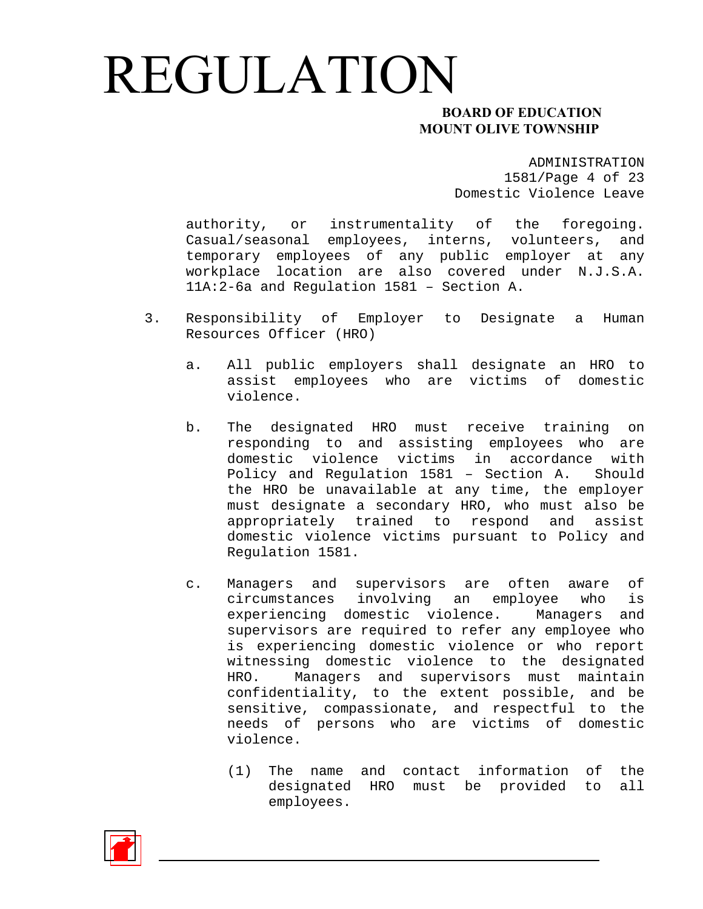authority, or instrumentality of the foregoing. Casual/seasonal employees, interns, volunteers, and temporary employees of any public employer at any workplace location are also covered under N.J.S.A. 11A:2-6a and Regulation 1581 – Section A.

3. Responsibility of Employer to Designate a Human Resources Officer (HRO)

   a. All public employers shall designate an HRO to assist employees who are victims of domestic violence.

   b. The designated HRO must receive training on responding to and assisting employees who are domestic violence victims in accordance with Policy and Regulation 1581 – Section A. Should the HRO be unavailable at any time, the employer must designate a secondary HRO, who must also be appropriately trained to respond and assist domestic violence victims pursuant to Policy and Regulation 1581.

   c. Managers and supervisors are often aware of circumstances involving an employee who is experiencing domestic violence. Managers and supervisors are required to refer any employee who is experiencing domestic violence or who report witnessing domestic violence to the designated HRO. Managers and supervisors must maintain confidentiality, to the extent possible, and be sensitive, compassionate, and respectful to the needs of persons who are victims of domestic violence.

      (1) The name and contact information of the designated HRO must be provided to all employees.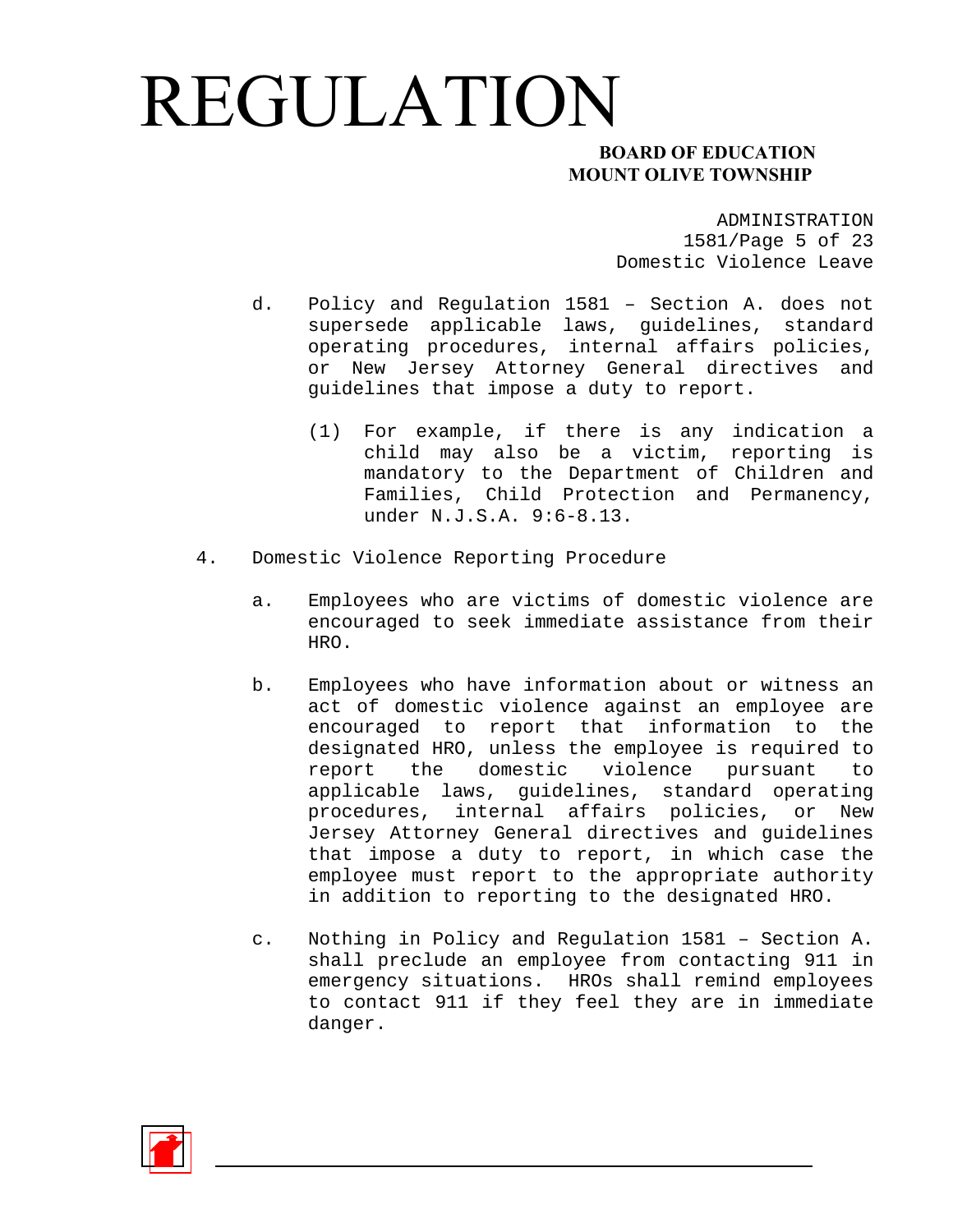d. Policy and Regulation 1581 – Section A. does not supersede applicable laws, guidelines, standard operating procedures, internal affairs policies, or New Jersey Attorney General directives and guidelines that impose a duty to report.

   (1) For example, if there is any indication a child may also be a victim, reporting is mandatory to the Department of Children and Families, Child Protection and Permanency, under N.J.S.A. 9:6-8.13.

4. Domestic Violence Reporting Procedure

   a. Employees who are victims of domestic violence are encouraged to seek immediate assistance from their HRO.

   b. Employees who have information about or witness an act of domestic violence against an employee are encouraged to report that information to the designated HRO, unless the employee is required to report the domestic violence pursuant to applicable laws, guidelines, standard operating procedures, internal affairs policies, or New Jersey Attorney General directives and guidelines that impose a duty to report, in which case the employee must report to the appropriate authority in addition to reporting to the designated HRO.

   c. Nothing in Policy and Regulation 1581 – Section A. shall preclude an employee from contacting 911 in emergency situations. HROs shall remind employees to contact 911 if they feel they are in immediate danger.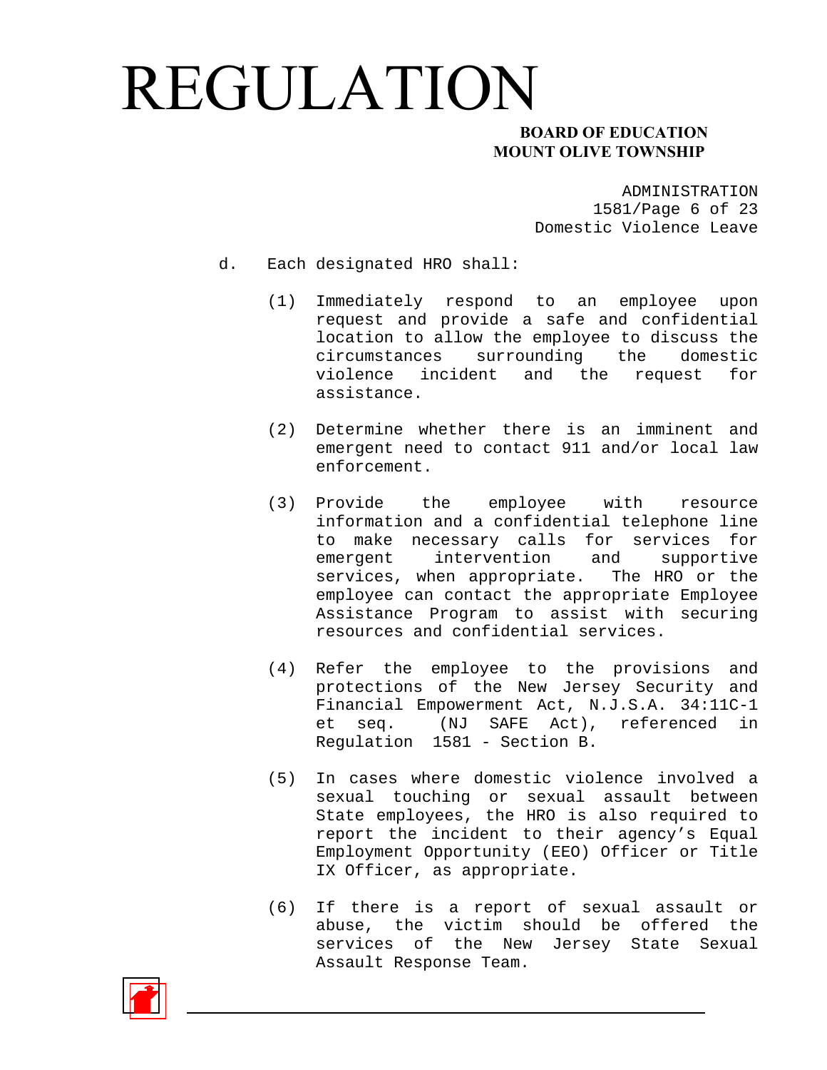d. Each designated HRO shall:

   (1) Immediately respond to an employee upon request and provide a safe and confidential location to allow the employee to discuss the circumstances surrounding the domestic violence incident and the request for assistance.

   (2) Determine whether there is an imminent and emergent need to contact 911 and/or local law enforcement.

   (3) Provide the employee with resource information and a confidential telephone line to make necessary calls for services for emergent intervention and supportive services, when appropriate. The HRO or the employee can contact the appropriate Employee Assistance Program to assist with securing resources and confidential services.

   (4) Refer the employee to the provisions and protections of the New Jersey Security and Financial Empowerment Act, N.J.S.A. 34:11C-1 et seq. (NJ SAFE Act), referenced in Regulation 1581 - Section B.

   (5) In cases where domestic violence involved a sexual touching or sexual assault between State employees, the HRO is also required to report the incident to their agency's Equal Employment Opportunity (EEO) Officer or Title IX Officer, as appropriate.

   (6) If there is a report of sexual assault or abuse, the victim should be offered the services of the New Jersey State Sexual Assault Response Team.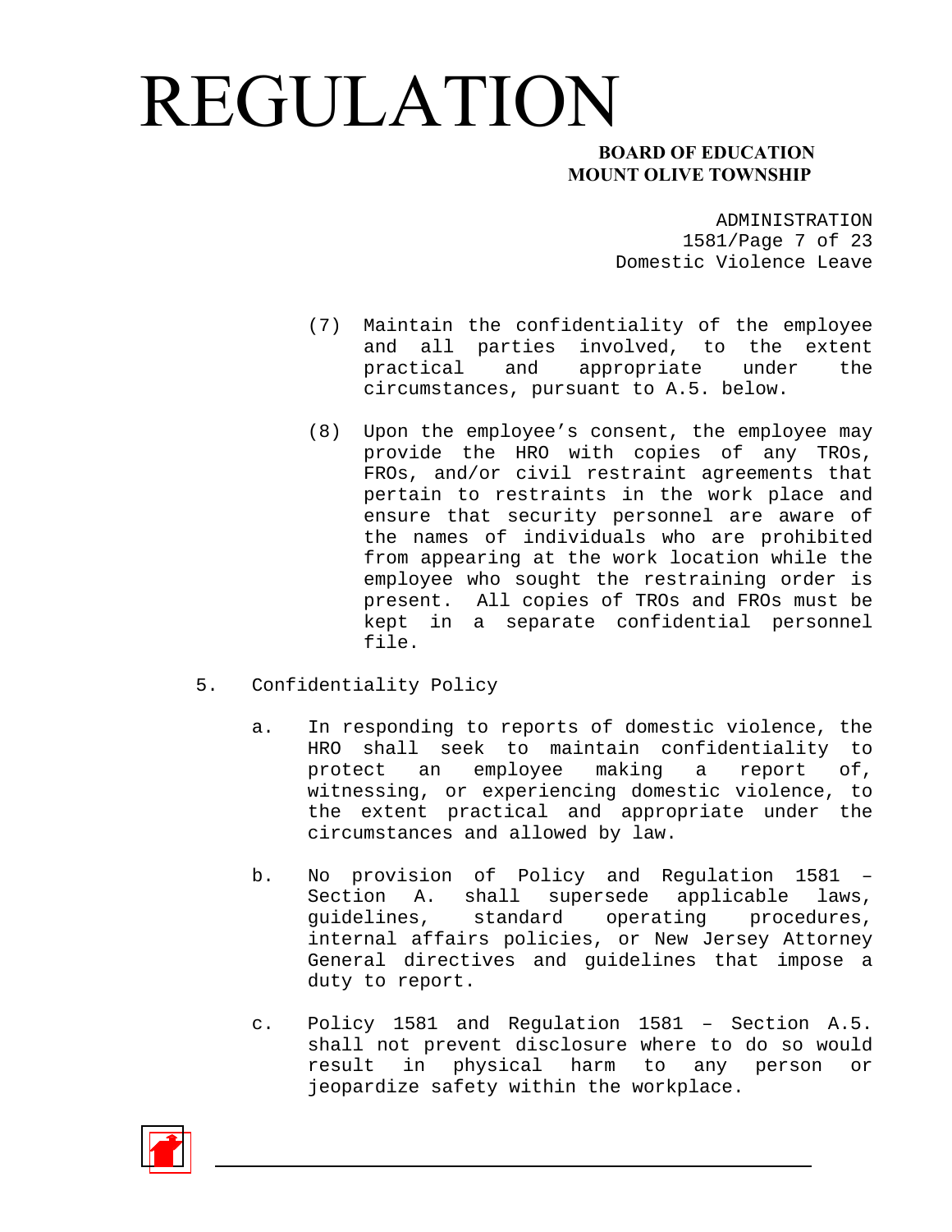(7) Maintain the confidentiality of the employee and all parties involved, to the extent practical and appropriate under the circumstances, pursuant to A.5. below.

(8) Upon the employee's consent, the employee may provide the HRO with copies of any TROs, FROs, and/or civil restraint agreements that pertain to restraints in the work place and ensure that security personnel are aware of the names of individuals who are prohibited from appearing at the work location while the employee who sought the restraining order is present. All copies of TROs and FROs must be kept in a separate confidential personnel file.

5. Confidentiality Policy

   a. In responding to reports of domestic violence, the HRO shall seek to maintain confidentiality to protect an employee making a report of, witnessing, or experiencing domestic violence, to the extent practical and appropriate under the circumstances and allowed by law.

   b. No provision of Policy and Regulation 1581 – Section A. shall supersede applicable laws, guidelines, standard operating procedures, internal affairs policies, or New Jersey Attorney General directives and guidelines that impose a duty to report.

   c. Policy 1581 and Regulation 1581 – Section A.5. shall not prevent disclosure where to do so would result in physical harm to any person or jeopardize safety within the workplace.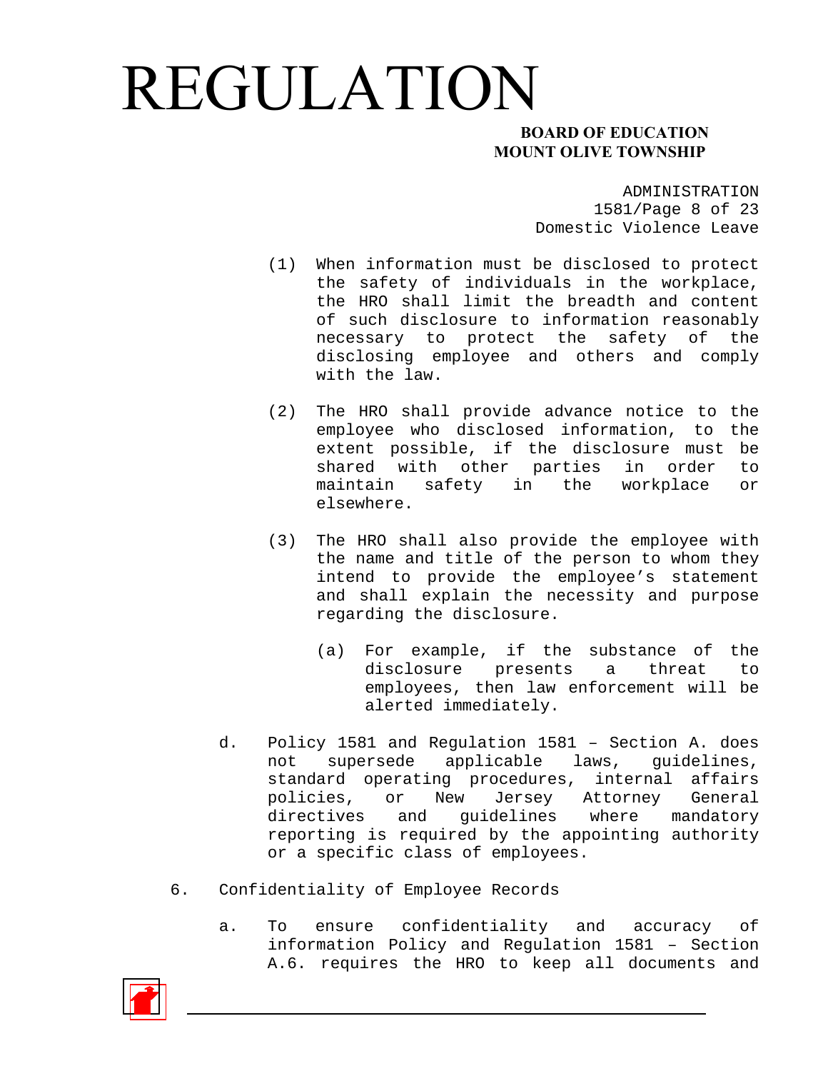(1) When information must be disclosed to protect the safety of individuals in the workplace, the HRO shall limit the breadth and content of such disclosure to information reasonably necessary to protect the safety of the disclosing employee and others and comply with the law.

(2) The HRO shall provide advance notice to the employee who disclosed information, to the extent possible, if the disclosure must be shared with other parties in order to maintain safety in the workplace or elsewhere.

(3) The HRO shall also provide the employee with the name and title of the person to whom they intend to provide the employee's statement and shall explain the necessity and purpose regarding the disclosure.

(a) For example, if the substance of the disclosure presents a threat to employees, then law enforcement will be alerted immediately.

d. Policy 1581 and Regulation 1581 – Section A. does not supersede applicable laws, guidelines, standard operating procedures, internal affairs policies, or New Jersey Attorney General directives and guidelines where mandatory reporting is required by the appointing authority or a specific class of employees.

6. Confidentiality of Employee Records

a. To ensure confidentiality and accuracy of information Policy and Regulation 1581 – Section A.6. requires the HRO to keep all documents and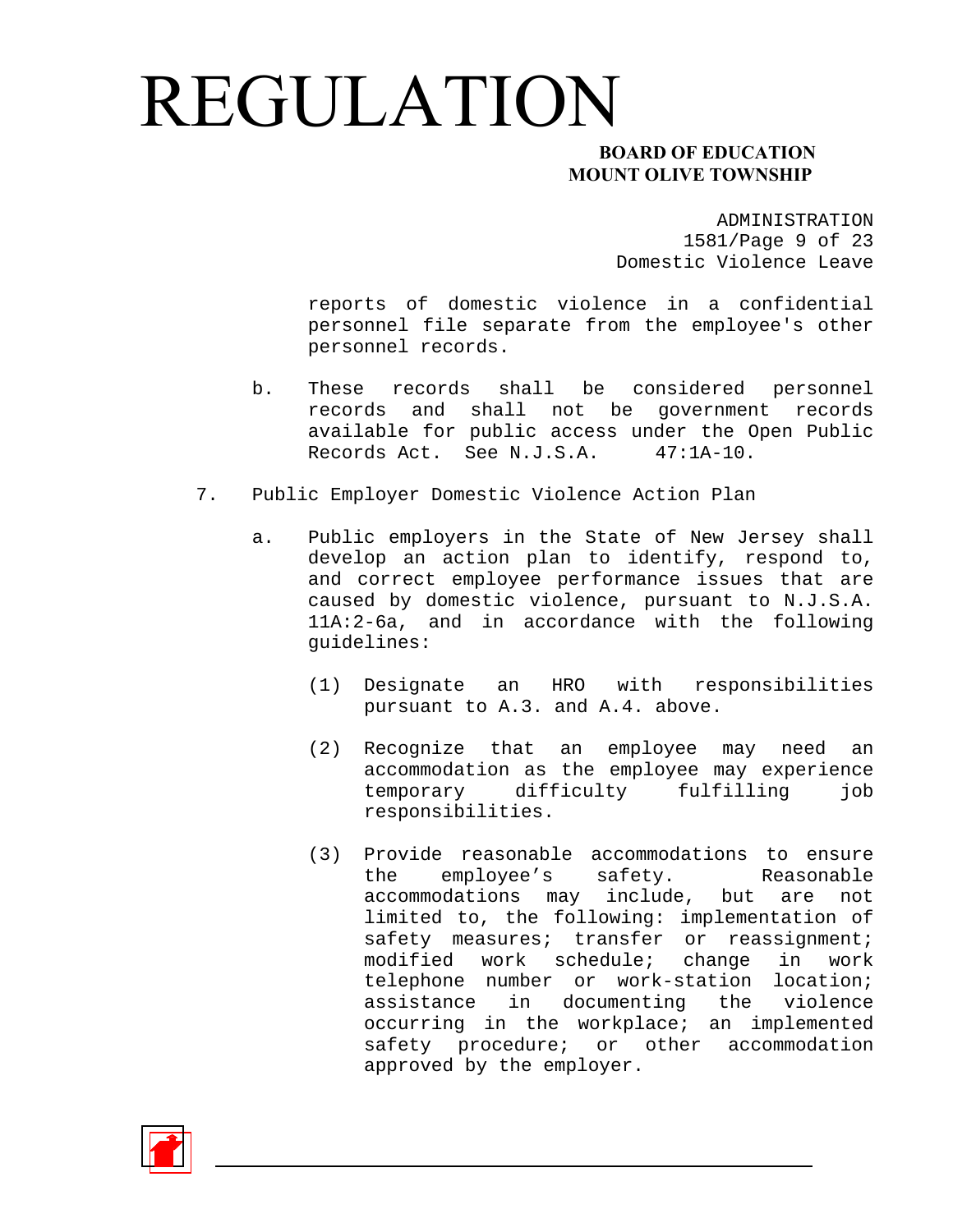reports of domestic violence in a confidential personnel file separate from the employee's other personnel records.

b. These records shall be considered personnel records and shall not be government records available for public access under the Open Public Records Act. See N.J.S.A. 47:1A-10.

7. Public Employer Domestic Violence Action Plan

a. Public employers in the State of New Jersey shall develop an action plan to identify, respond to, and correct employee performance issues that are caused by domestic violence, pursuant to N.J.S.A. 11A:2-6a, and in accordance with the following guidelines:

(1) Designate an HRO with responsibilities pursuant to A.3. and A.4. above.

(2) Recognize that an employee may need an accommodation as the employee may experience temporary difficulty fulfilling job responsibilities.

(3) Provide reasonable accommodations to ensure the employee's safety. Reasonable accommodations may include, but are not limited to, the following: implementation of safety measures; transfer or reassignment; modified work schedule; change in work telephone number or work-station location; assistance in documenting the violence occurring in the workplace; an implemented safety procedure; or other accommodation approved by the employer.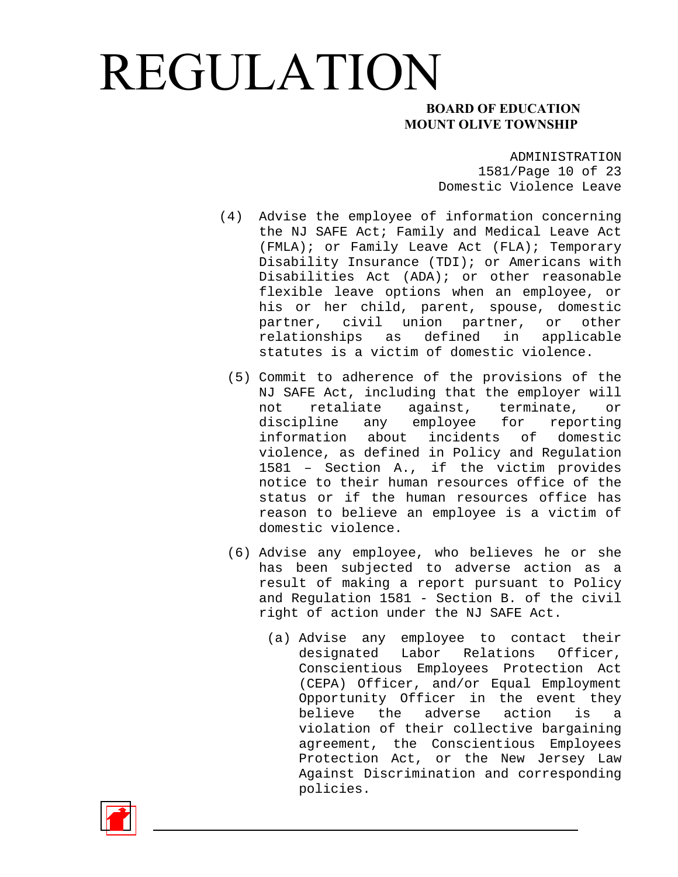(4) Advise the employee of information concerning the NJ SAFE Act; Family and Medical Leave Act (FMLA); or Family Leave Act (FLA); Temporary Disability Insurance (TDI); or Americans with Disabilities Act (ADA); or other reasonable flexible leave options when an employee, or his or her child, parent, spouse, domestic partner, civil union partner, or other relationships as defined in applicable statutes is a victim of domestic violence.

(5) Commit to adherence of the provisions of the NJ SAFE Act, including that the employer will not retaliate against, terminate, or discipline any employee for reporting information about incidents of domestic violence, as defined in Policy and Regulation 1581 – Section A., if the victim provides notice to their human resources office of the status or if the human resources office has reason to believe an employee is a victim of domestic violence.

(6) Advise any employee, who believes he or she has been subjected to adverse action as a result of making a report pursuant to Policy and Regulation 1581 - Section B. of the civil right of action under the NJ SAFE Act.

   (a) Advise any employee to contact their designated Labor Relations Officer, Conscientious Employees Protection Act (CEPA) Officer, and/or Equal Employment Opportunity Officer in the event they believe the adverse action is a violation of their collective bargaining agreement, the Conscientious Employees Protection Act, or the New Jersey Law Against Discrimination and corresponding policies.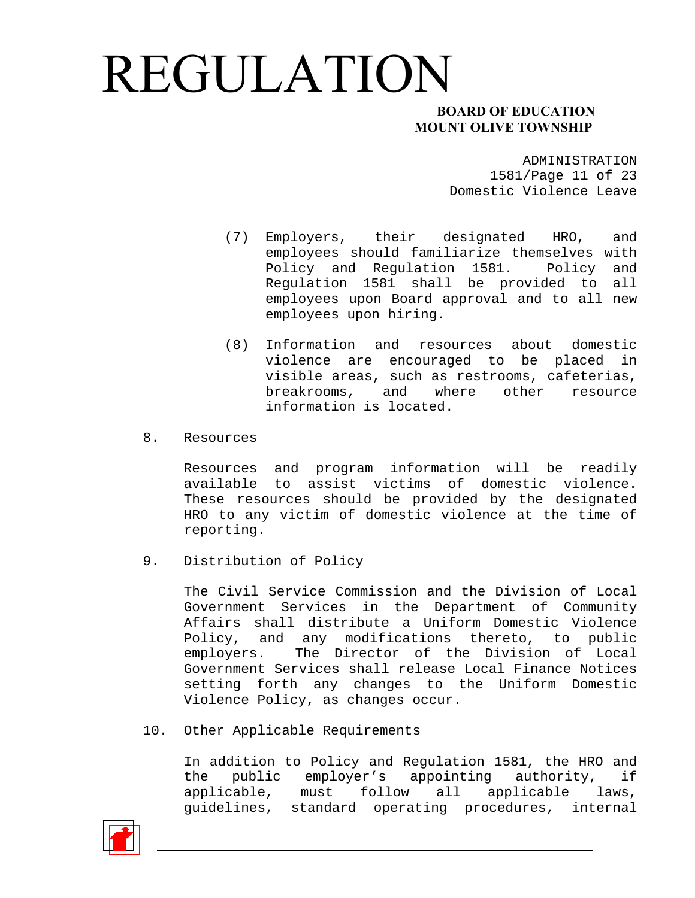(7) Employers, their designated HRO, and employees should familiarize themselves with Policy and Regulation 1581. Policy and Regulation 1581 shall be provided to all employees upon Board approval and to all new employees upon hiring.

(8) Information and resources about domestic violence are encouraged to be placed in visible areas, such as restrooms, cafeterias, breakrooms, and where other resource information is located.

8. Resources

Resources and program information will be readily available to assist victims of domestic violence. These resources should be provided by the designated HRO to any victim of domestic violence at the time of reporting.

9. Distribution of Policy

The Civil Service Commission and the Division of Local Government Services in the Department of Community Affairs shall distribute a Uniform Domestic Violence Policy, and any modifications thereto, to public employers. The Director of the Division of Local Government Services shall release Local Finance Notices setting forth any changes to the Uniform Domestic Violence Policy, as changes occur.

10. Other Applicable Requirements

In addition to Policy and Regulation 1581, the HRO and the public employer's appointing authority, if applicable, must follow all applicable laws, guidelines, standard operating procedures, internal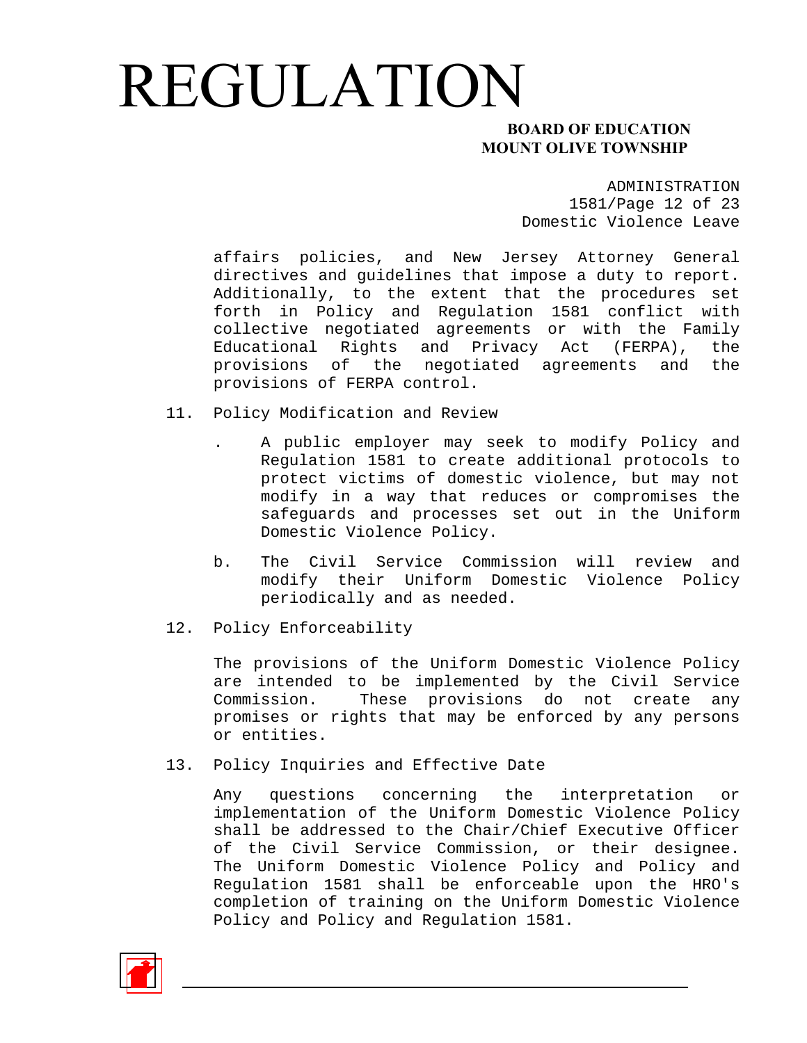affairs policies, and New Jersey Attorney General directives and guidelines that impose a duty to report. Additionally, to the extent that the procedures set forth in Policy and Regulation 1581 conflict with collective negotiated agreements or with the Family Educational Rights and Privacy Act (FERPA), the provisions of the negotiated agreements and the provisions of FERPA control.

11. Policy Modification and Review

    . A public employer may seek to modify Policy and Regulation 1581 to create additional protocols to protect victims of domestic violence, but may not modify in a way that reduces or compromises the safeguards and processes set out in the Uniform Domestic Violence Policy.

    b. The Civil Service Commission will review and modify their Uniform Domestic Violence Policy periodically and as needed.

12. Policy Enforceability

    The provisions of the Uniform Domestic Violence Policy are intended to be implemented by the Civil Service Commission. These provisions do not create any promises or rights that may be enforced by any persons or entities.

13. Policy Inquiries and Effective Date

    Any questions concerning the interpretation or implementation of the Uniform Domestic Violence Policy shall be addressed to the Chair/Chief Executive Officer of the Civil Service Commission, or their designee. The Uniform Domestic Violence Policy and Policy and Regulation 1581 shall be enforceable upon the HRO's completion of training on the Uniform Domestic Violence Policy and Policy and Regulation 1581.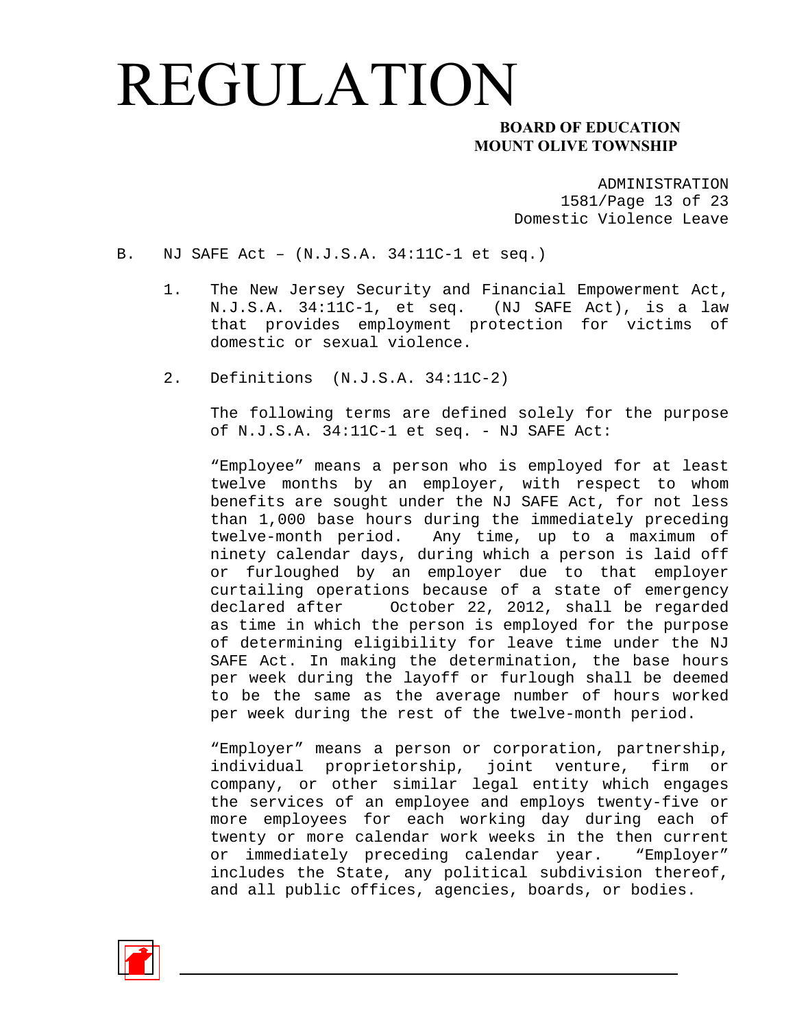B. NJ SAFE Act – (N.J.S.A. 34:11C-1 et seq.)

1. The New Jersey Security and Financial Empowerment Act, N.J.S.A. 34:11C-1, et seq. (NJ SAFE Act), is a law that provides employment protection for victims of domestic or sexual violence.

2. Definitions (N.J.S.A. 34:11C-2)

   The following terms are defined solely for the purpose of N.J.S.A. 34:11C-1 et seq. - NJ SAFE Act:

   "Employee" means a person who is employed for at least twelve months by an employer, with respect to whom benefits are sought under the NJ SAFE Act, for not less than 1,000 base hours during the immediately preceding twelve-month period. Any time, up to a maximum of ninety calendar days, during which a person is laid off or furloughed by an employer due to that employer curtailing operations because of a state of emergency declared after October 22, 2012, shall be regarded as time in which the person is employed for the purpose of determining eligibility for leave time under the NJ SAFE Act. In making the determination, the base hours per week during the layoff or furlough shall be deemed to be the same as the average number of hours worked per week during the rest of the twelve-month period.

   "Employer" means a person or corporation, partnership, individual proprietorship, joint venture, firm or company, or other similar legal entity which engages the services of an employee and employs twenty-five or more employees for each working day during each of twenty or more calendar work weeks in the then current or immediately preceding calendar year. "Employer" includes the State, any political subdivision thereof, and all public offices, agencies, boards, or bodies.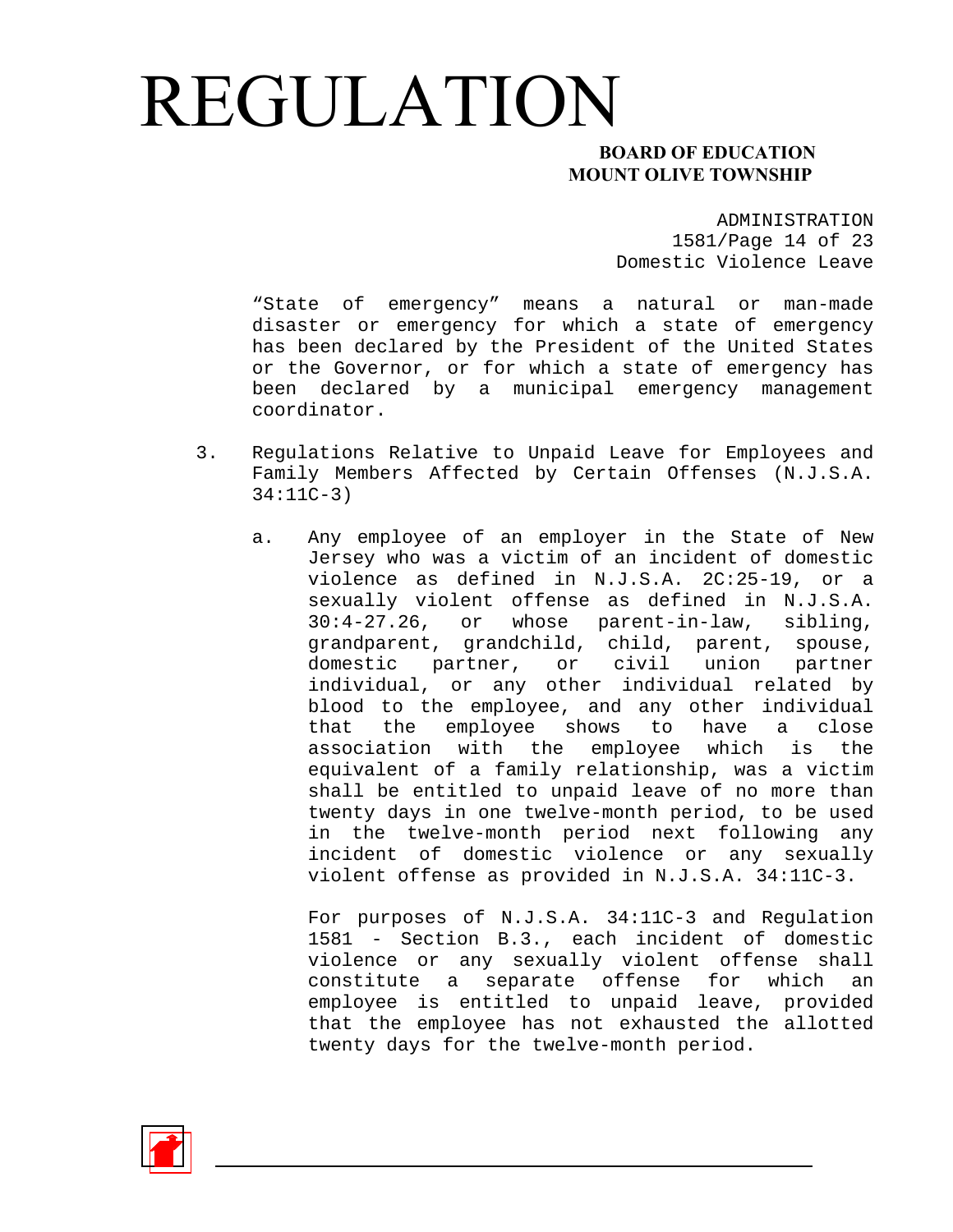"State of emergency" means a natural or man-made disaster or emergency for which a state of emergency has been declared by the President of the United States or the Governor, or for which a state of emergency has been declared by a municipal emergency management coordinator.

3. Regulations Relative to Unpaid Leave for Employees and Family Members Affected by Certain Offenses (N.J.S.A. 34:11C-3)

   a. Any employee of an employer in the State of New Jersey who was a victim of an incident of domestic violence as defined in N.J.S.A. 2C:25-19, or a sexually violent offense as defined in N.J.S.A. 30:4-27.26, or whose parent-in-law, sibling, grandparent, grandchild, child, parent, spouse, domestic partner, or civil union partner individual, or any other individual related by blood to the employee, and any other individual that the employee shows to have a close association with the employee which is the equivalent of a family relationship, was a victim shall be entitled to unpaid leave of no more than twenty days in one twelve-month period, to be used in the twelve-month period next following any incident of domestic violence or any sexually violent offense as provided in N.J.S.A. 34:11C-3.

      For purposes of N.J.S.A. 34:11C-3 and Regulation 1581 - Section B.3., each incident of domestic violence or any sexually violent offense shall constitute a separate offense for which an employee is entitled to unpaid leave, provided that the employee has not exhausted the allotted twenty days for the twelve-month period.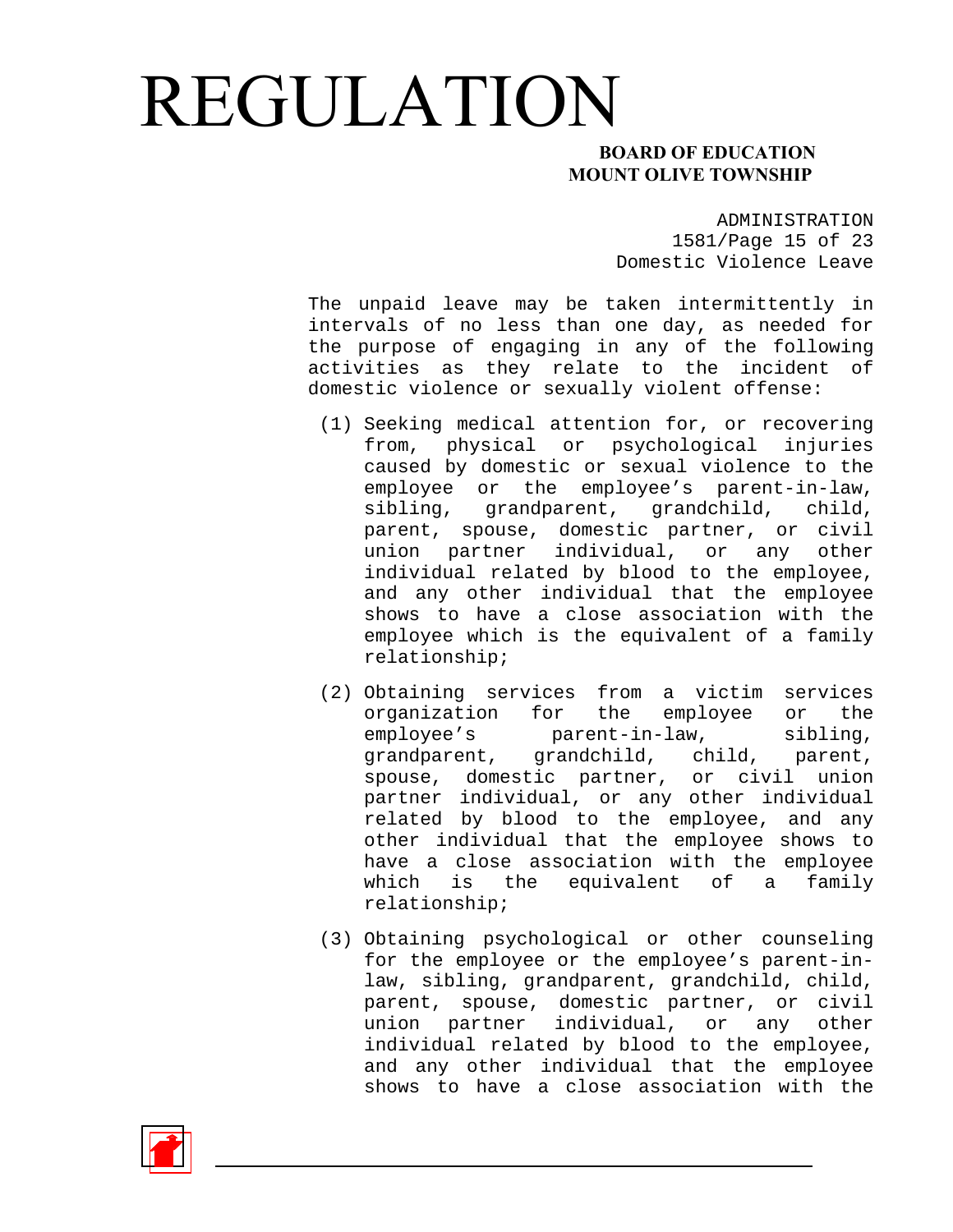The unpaid leave may be taken intermittently in intervals of no less than one day, as needed for the purpose of engaging in any of the following activities as they relate to the incident of domestic violence or sexually violent offense:

(1) Seeking medical attention for, or recovering from, physical or psychological injuries caused by domestic or sexual violence to the employee or the employee's parent-in-law, sibling, grandparent, grandchild, child, parent, spouse, domestic partner, or civil union partner individual, or any other individual related by blood to the employee, and any other individual that the employee shows to have a close association with the employee which is the equivalent of a family relationship;

(2) Obtaining services from a victim services organization for the employee or the employee's parent-in-law, sibling, grandparent, grandchild, child, parent, spouse, domestic partner, or civil union partner individual, or any other individual related by blood to the employee, and any other individual that the employee shows to have a close association with the employee which is the equivalent of a family relationship;

(3) Obtaining psychological or other counseling for the employee or the employee's parent-in-law, sibling, grandparent, grandchild, child, parent, spouse, domestic partner, or civil union partner individual, or any other individual related by blood to the employee, and any other individual that the employee shows to have a close association with the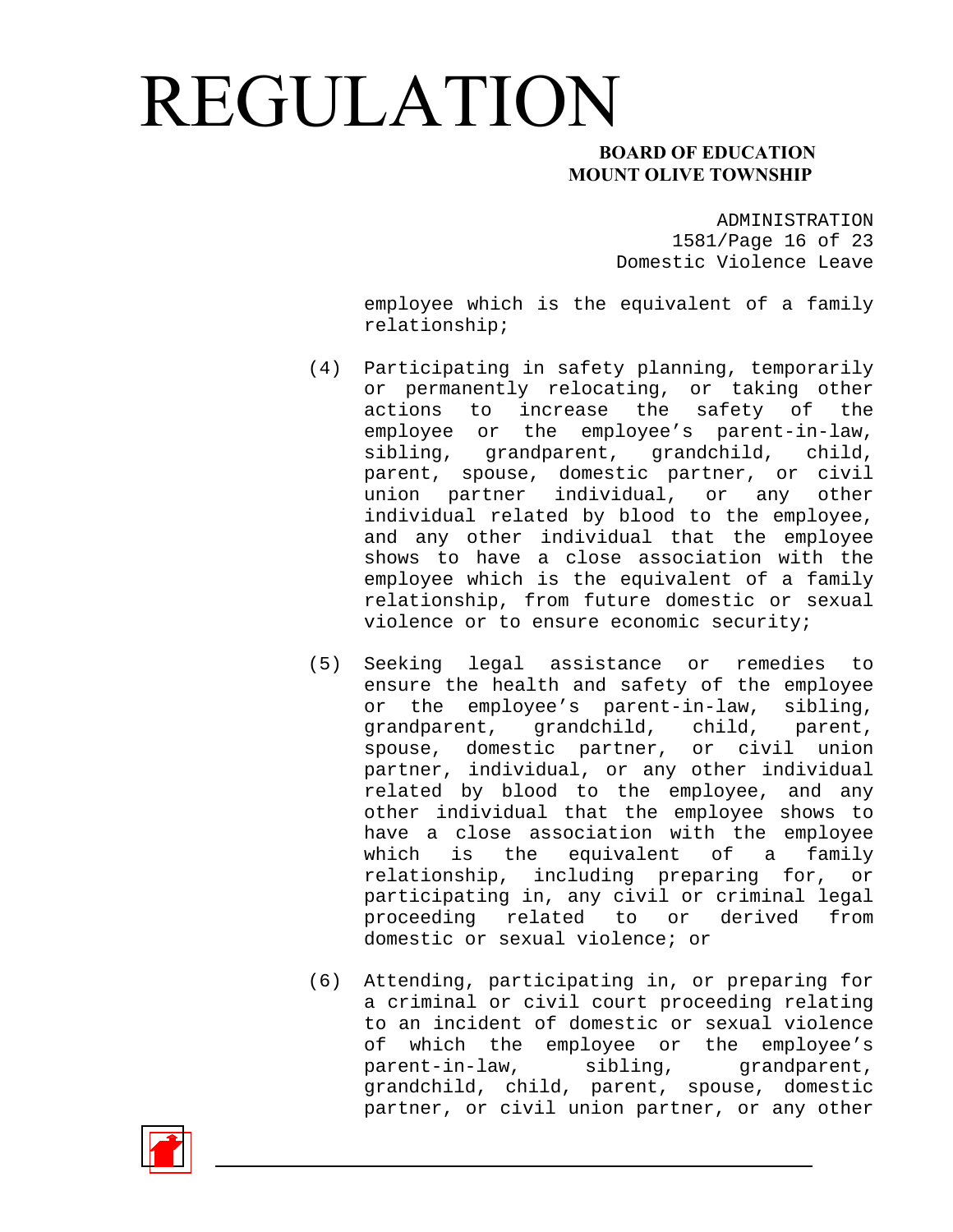employee which is the equivalent of a family relationship;

(4) Participating in safety planning, temporarily or permanently relocating, or taking other actions to increase the safety of the employee or the employee's parent-in-law, sibling, grandparent, grandchild, child, parent, spouse, domestic partner, or civil union partner individual, or any other individual related by blood to the employee, and any other individual that the employee shows to have a close association with the employee which is the equivalent of a family relationship, from future domestic or sexual violence or to ensure economic security;

(5) Seeking legal assistance or remedies to ensure the health and safety of the employee or the employee's parent-in-law, sibling, grandparent, grandchild, child, parent, spouse, domestic partner, or civil union partner, individual, or any other individual related by blood to the employee, and any other individual that the employee shows to have a close association with the employee which is the equivalent of a family relationship, including preparing for, or participating in, any civil or criminal legal proceeding related to or derived from domestic or sexual violence; or

(6) Attending, participating in, or preparing for a criminal or civil court proceeding relating to an incident of domestic or sexual violence of which the employee or the employee's parent-in-law, sibling, grandparent, grandchild, child, parent, spouse, domestic partner, or civil union partner, or any other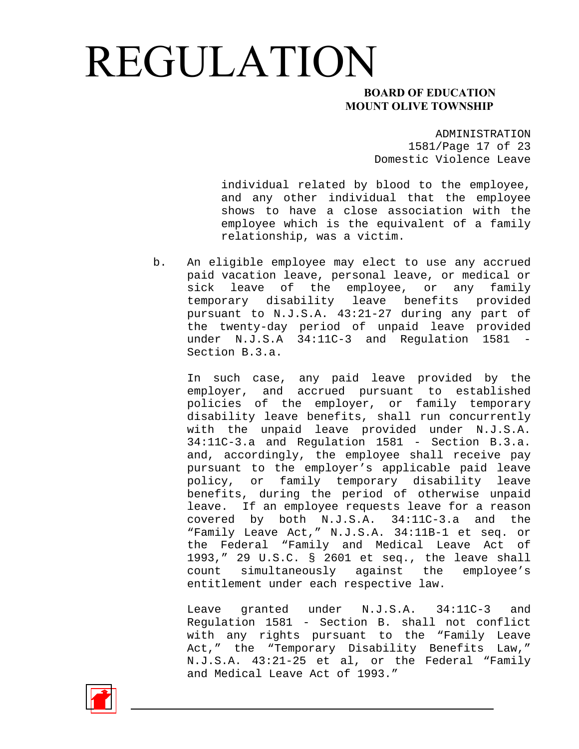individual related by blood to the employee, and any other individual that the employee shows to have a close association with the employee which is the equivalent of a family relationship, was a victim.

b. An eligible employee may elect to use any accrued paid vacation leave, personal leave, or medical or sick leave of the employee, or any family temporary disability leave benefits provided pursuant to N.J.S.A. 43:21-27 during any part of the twenty-day period of unpaid leave provided under N.J.S.A 34:11C-3 and Regulation 1581 - Section B.3.a.

   In such case, any paid leave provided by the employer, and accrued pursuant to established policies of the employer, or family temporary disability leave benefits, shall run concurrently with the unpaid leave provided under N.J.S.A. 34:11C-3.a and Regulation 1581 - Section B.3.a. and, accordingly, the employee shall receive pay pursuant to the employer's applicable paid leave policy, or family temporary disability leave benefits, during the period of otherwise unpaid leave. If an employee requests leave for a reason covered by both N.J.S.A. 34:11C-3.a and the "Family Leave Act," N.J.S.A. 34:11B-1 et seq. or the Federal "Family and Medical Leave Act of 1993," 29 U.S.C. § 2601 et seq., the leave shall count simultaneously against the employee's entitlement under each respective law.

   Leave granted under N.J.S.A. 34:11C-3 and Regulation 1581 - Section B. shall not conflict with any rights pursuant to the "Family Leave Act," the "Temporary Disability Benefits Law," N.J.S.A. 43:21-25 et al, or the Federal "Family and Medical Leave Act of 1993."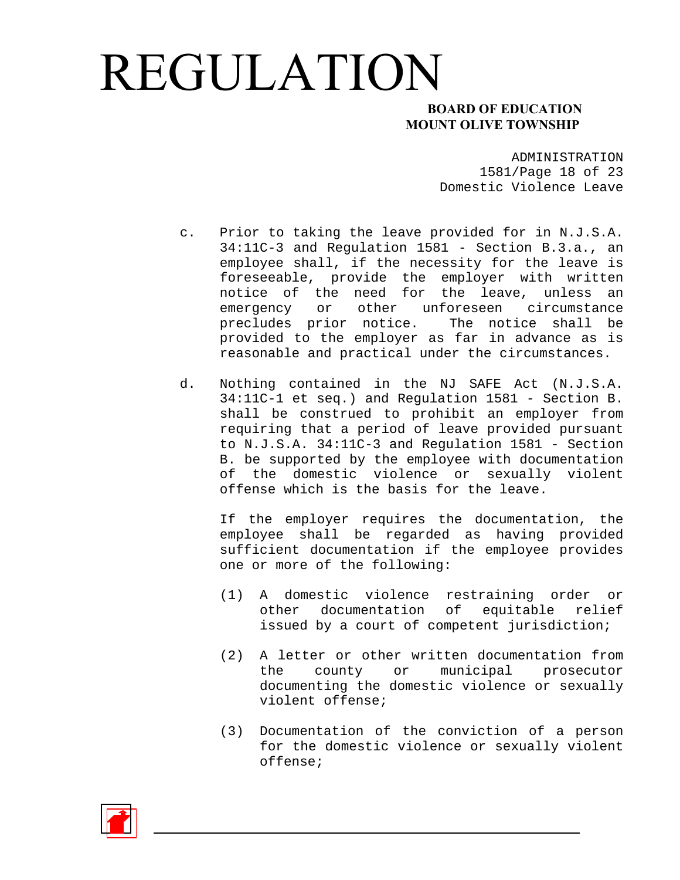c. Prior to taking the leave provided for in N.J.S.A. 34:11C-3 and Regulation 1581 - Section B.3.a., an employee shall, if the necessity for the leave is foreseeable, provide the employer with written notice of the need for the leave, unless an emergency or other unforeseen circumstance precludes prior notice. The notice shall be provided to the employer as far in advance as is reasonable and practical under the circumstances.

d. Nothing contained in the NJ SAFE Act (N.J.S.A. 34:11C-1 et seq.) and Regulation 1581 - Section B. shall be construed to prohibit an employer from requiring that a period of leave provided pursuant to N.J.S.A. 34:11C-3 and Regulation 1581 - Section B. be supported by the employee with documentation of the domestic violence or sexually violent offense which is the basis for the leave.

   If the employer requires the documentation, the employee shall be regarded as having provided sufficient documentation if the employee provides one or more of the following:

   (1) A domestic violence restraining order or other documentation of equitable relief issued by a court of competent jurisdiction;

   (2) A letter or other written documentation from the county or municipal prosecutor documenting the domestic violence or sexually violent offense;

   (3) Documentation of the conviction of a person for the domestic violence or sexually violent offense;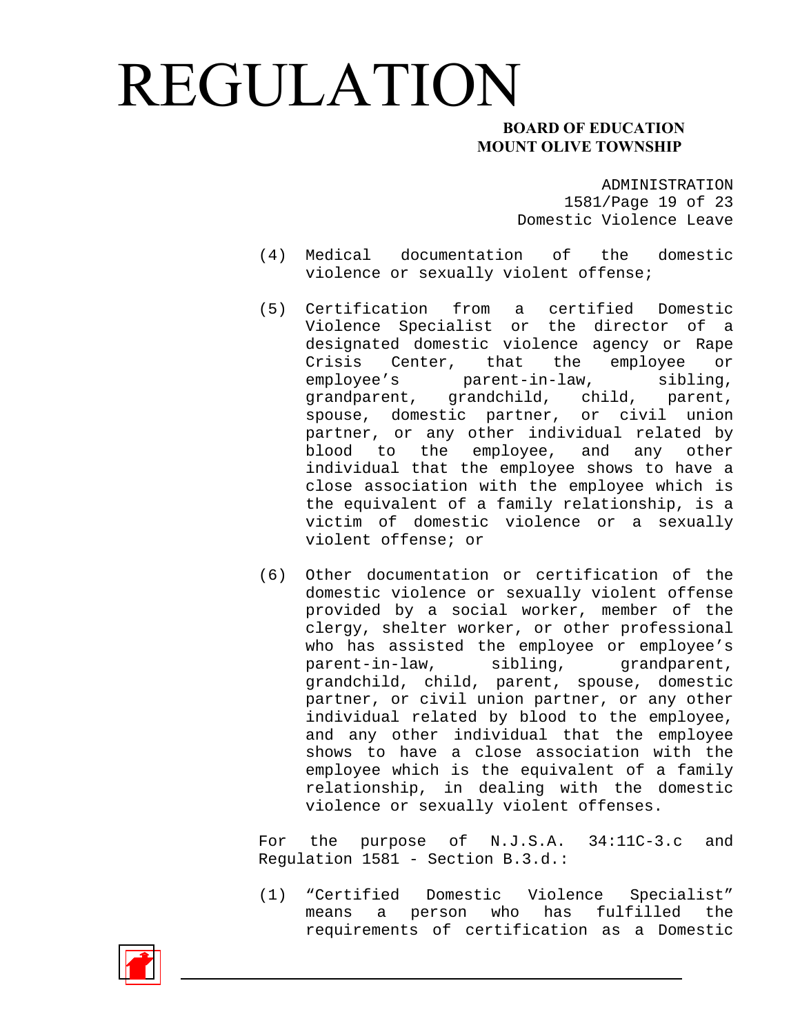(4) Medical documentation of the domestic violence or sexually violent offense;

(5) Certification from a certified Domestic Violence Specialist or the director of a designated domestic violence agency or Rape Crisis Center, that the employee or employee's parent-in-law, sibling, grandparent, grandchild, child, parent, spouse, domestic partner, or civil union partner, or any other individual related by blood to the employee, and any other individual that the employee shows to have a close association with the employee which is the equivalent of a family relationship, is a victim of domestic violence or a sexually violent offense; or

(6) Other documentation or certification of the domestic violence or sexually violent offense provided by a social worker, member of the clergy, shelter worker, or other professional who has assisted the employee or employee's parent-in-law, sibling, grandparent, grandchild, child, parent, spouse, domestic partner, or civil union partner, or any other individual related by blood to the employee, and any other individual that the employee shows to have a close association with the employee which is the equivalent of a family relationship, in dealing with the domestic violence or sexually violent offenses.

For the purpose of N.J.S.A. 34:11C-3.c and Regulation 1581 - Section B.3.d.:

(1) "Certified Domestic Violence Specialist" means a person who has fulfilled the requirements of certification as a Domestic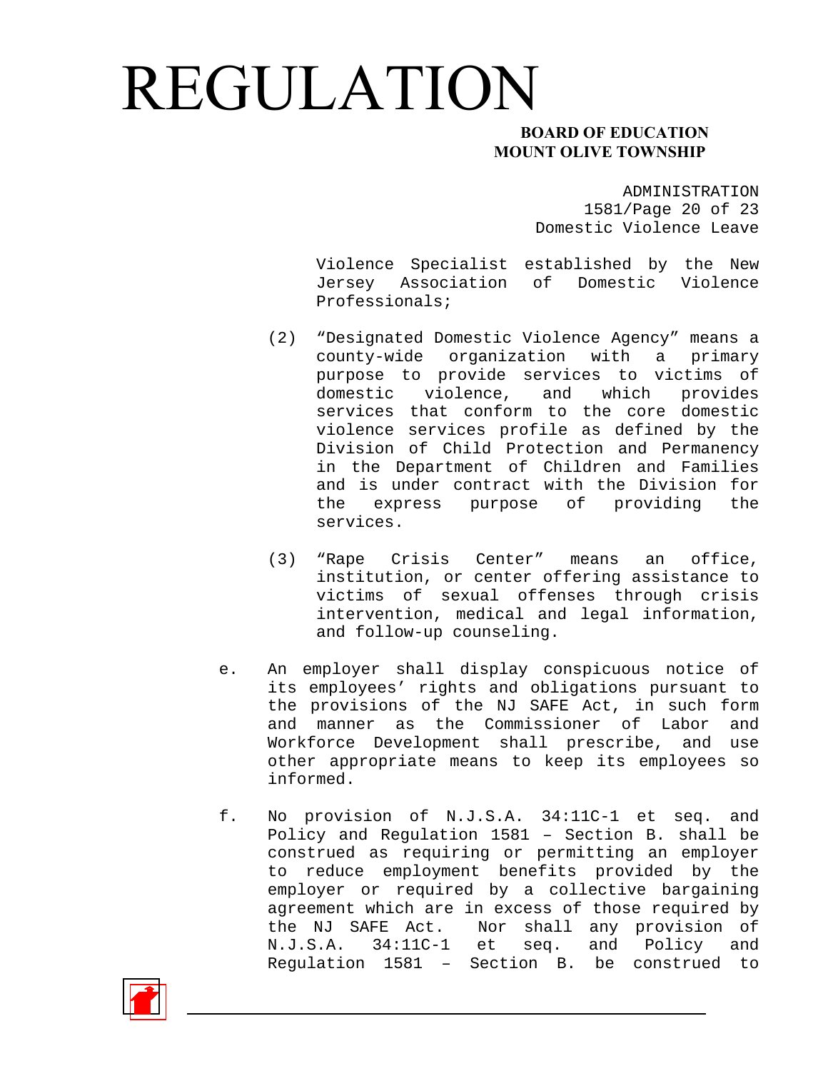Violence Specialist established by the New Jersey Association of Domestic Violence Professionals;

(2) "Designated Domestic Violence Agency" means a county-wide organization with a primary purpose to provide services to victims of domestic violence, and which provides services that conform to the core domestic violence services profile as defined by the Division of Child Protection and Permanency in the Department of Children and Families and is under contract with the Division for the express purpose of providing the services.

(3) "Rape Crisis Center" means an office, institution, or center offering assistance to victims of sexual offenses through crisis intervention, medical and legal information, and follow-up counseling.

e. An employer shall display conspicuous notice of its employees' rights and obligations pursuant to the provisions of the NJ SAFE Act, in such form and manner as the Commissioner of Labor and Workforce Development shall prescribe, and use other appropriate means to keep its employees so informed.

f. No provision of N.J.S.A. 34:11C-1 et seq. and Policy and Regulation 1581 – Section B. shall be construed as requiring or permitting an employer to reduce employment benefits provided by the employer or required by a collective bargaining agreement which are in excess of those required by the NJ SAFE Act. Nor shall any provision of N.J.S.A. 34:11C-1 et seq. and Policy and Regulation 1581 – Section B. be construed to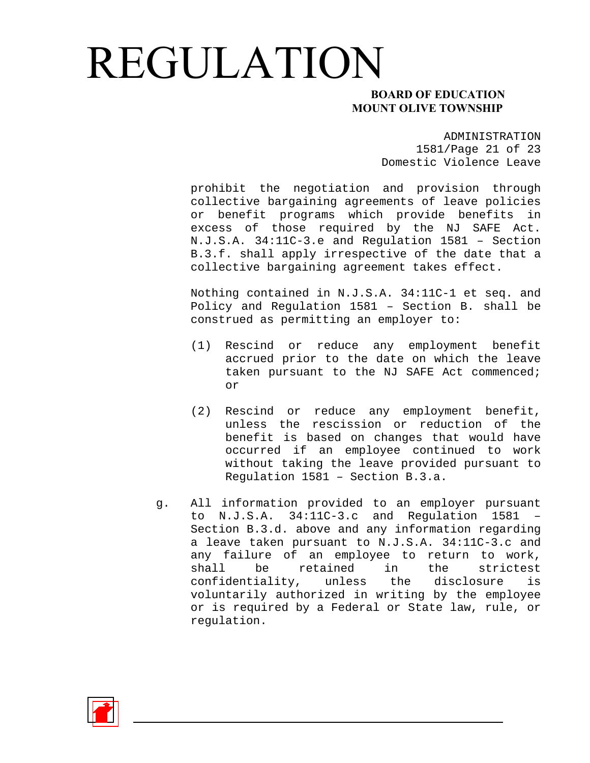prohibit the negotiation and provision through collective bargaining agreements of leave policies or benefit programs which provide benefits in excess of those required by the NJ SAFE Act. N.J.S.A. 34:11C-3.e and Regulation 1581 – Section B.3.f. shall apply irrespective of the date that a collective bargaining agreement takes effect.

Nothing contained in N.J.S.A. 34:11C-1 et seq. and Policy and Regulation 1581 – Section B. shall be construed as permitting an employer to:

(1) Rescind or reduce any employment benefit accrued prior to the date on which the leave taken pursuant to the NJ SAFE Act commenced; or

(2) Rescind or reduce any employment benefit, unless the rescission or reduction of the benefit is based on changes that would have occurred if an employee continued to work without taking the leave provided pursuant to Regulation 1581 – Section B.3.a.

g. All information provided to an employer pursuant to N.J.S.A. 34:11C-3.c and Regulation 1581 – Section B.3.d. above and any information regarding a leave taken pursuant to N.J.S.A. 34:11C-3.c and any failure of an employee to return to work, shall be retained in the strictest confidentiality, unless the disclosure is voluntarily authorized in writing by the employee or is required by a Federal or State law, rule, or regulation.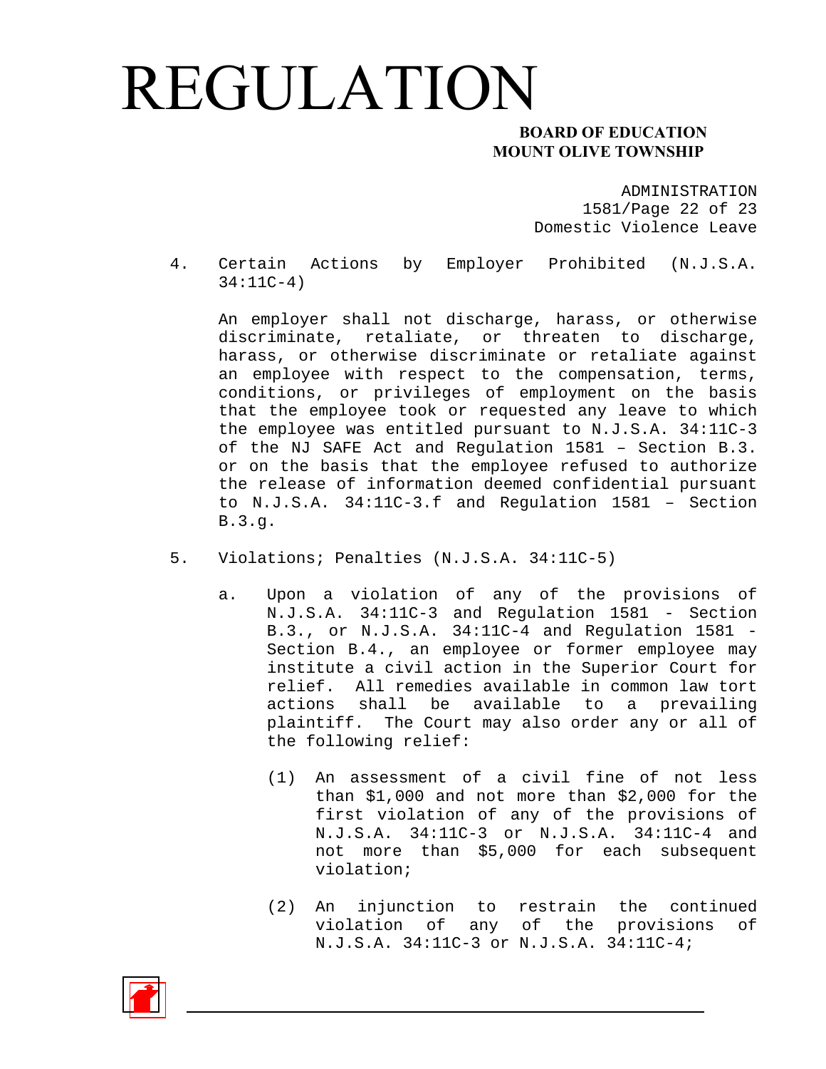4. Certain Actions by Employer Prohibited (N.J.S.A. 34:11C-4)

   An employer shall not discharge, harass, or otherwise discriminate, retaliate, or threaten to discharge, harass, or otherwise discriminate or retaliate against an employee with respect to the compensation, terms, conditions, or privileges of employment on the basis that the employee took or requested any leave to which the employee was entitled pursuant to N.J.S.A. 34:11C-3 of the NJ SAFE Act and Regulation 1581 – Section B.3. or on the basis that the employee refused to authorize the release of information deemed confidential pursuant to N.J.S.A. 34:11C-3.f and Regulation 1581 – Section B.3.g.

5. Violations; Penalties (N.J.S.A. 34:11C-5)

   a. Upon a violation of any of the provisions of N.J.S.A. 34:11C-3 and Regulation 1581 - Section B.3., or N.J.S.A. 34:11C-4 and Regulation 1581 - Section B.4., an employee or former employee may institute a civil action in the Superior Court for relief. All remedies available in common law tort actions shall be available to a prevailing plaintiff. The Court may also order any or all of the following relief:

      (1) An assessment of a civil fine of not less than $1,000 and not more than $2,000 for the first violation of any of the provisions of N.J.S.A. 34:11C-3 or N.J.S.A. 34:11C-4 and not more than $5,000 for each subsequent violation;

      (2) An injunction to restrain the continued violation of any of the provisions of N.J.S.A. 34:11C-3 or N.J.S.A. 34:11C-4;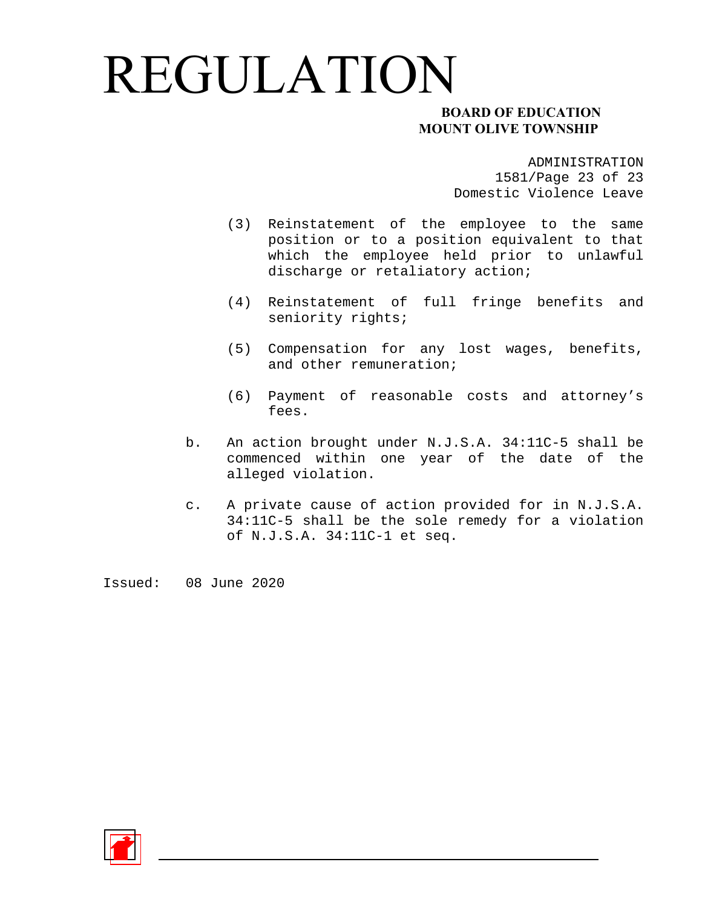(3) Reinstatement of the employee to the same position or to a position equivalent to that which the employee held prior to unlawful discharge or retaliatory action;

(4) Reinstatement of full fringe benefits and seniority rights;

(5) Compensation for any lost wages, benefits, and other remuneration;

(6) Payment of reasonable costs and attorney's fees.

b. An action brought under N.J.S.A. 34:11C-5 shall be commenced within one year of the date of the alleged violation.

c. A private cause of action provided for in N.J.S.A. 34:11C-5 shall be the sole remedy for a violation of N.J.S.A. 34:11C-1 et seq.

Issued: 08 June 2020